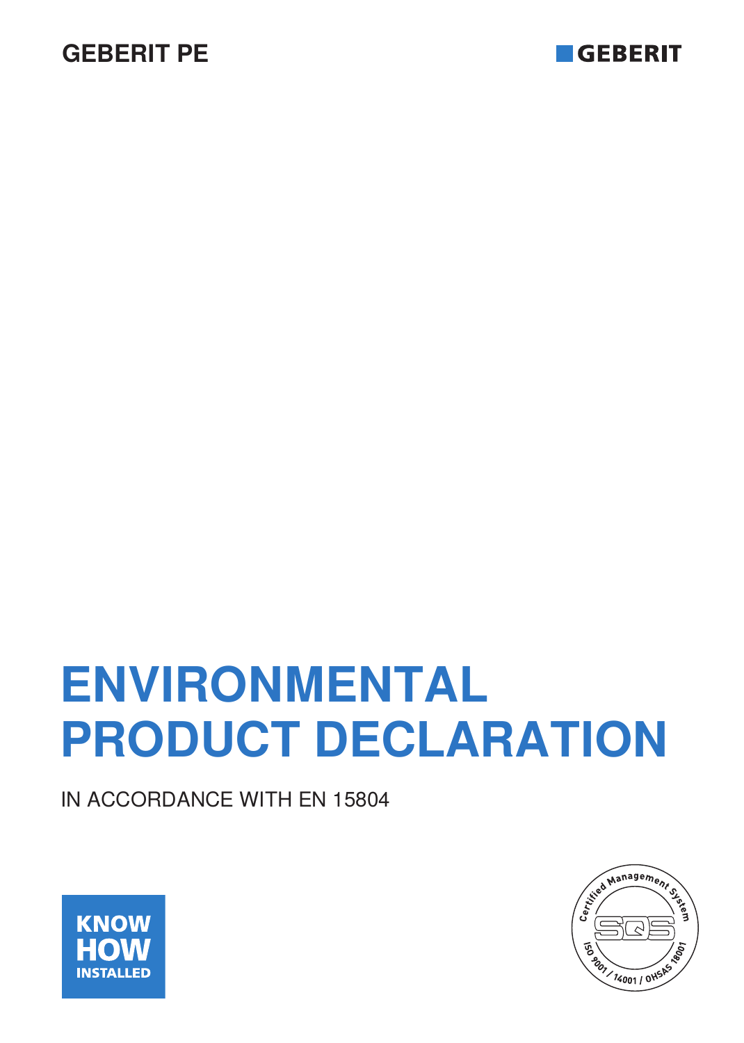GEBERIT PE

GEBERIT

# ENVIRONMENTAL PRODUCT DECLARATION

IN ACCORDANCE WITH EN 15804

KNOW HOW INSTALLED

Certified Management System SQS ISO 9001 / 14001 / OHSAS 18001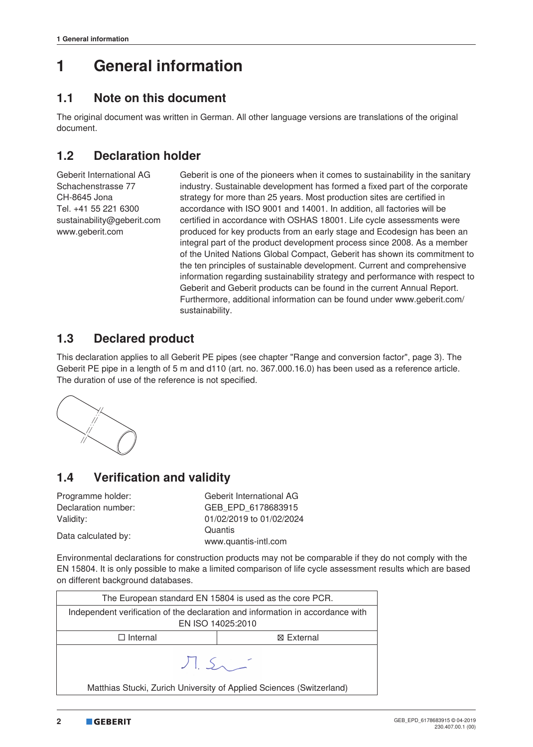# 1 General information

## 1.1 Note on this document

The original document was written in German. All other language versions are translations of the original document.

## 1.2 Declaration holder

Geberit International AG
Schachenstrasse 77
CH-8645 Jona
Tel. +41 55 221 6300
sustainability@geberit.com
www.geberit.com

Geberit is one of the pioneers when it comes to sustainability in the sanitary industry. Sustainable development has formed a fixed part of the corporate strategy for more than 25 years. Most production sites are certified in accordance with ISO 9001 and 14001. In addition, all factories will be certified in accordance with OSHAS 18001. Life cycle assessments were produced for key products from an early stage and Ecodesign has been an integral part of the product development process since 2008. As a member of the United Nations Global Compact, Geberit has shown its commitment to the ten principles of sustainable development. Current and comprehensive information regarding sustainability strategy and performance with respect to Geberit and Geberit products can be found in the current Annual Report. Furthermore, additional information can be found under www.geberit.com/sustainability.

## 1.3 Declared product

This declaration applies to all Geberit PE pipes (see chapter "Range and conversion factor", page 3). The Geberit PE pipe in a length of 5 m and d110 (art. no. 367.000.16.0) has been used as a reference article. The duration of use of the reference is not specified.

## 1.4 Verification and validity

| | |
|---|---|
| Programme holder: | Geberit International AG |
| Declaration number: | GEB_EPD_6178683915 |
| Validity: | 01/02/2019 to 01/02/2024 |
| Data calculated by: | Quantis<br>www.quantis-intl.com |

Environmental declarations for construction products may not be comparable if they do not comply with the EN 15804. It is only possible to make a limited comparison of life cycle assessment results which are based on different background databases.

| | |
|---|---|
| The European standard EN 15804 is used as the core PCR. | |
| Independent verification of the declaration and information in accordance with EN ISO 14025:2010 | |
| ☐ Internal | ☒ External |
| Matthias Stucki, Zurich University of Applied Sciences (Switzerland) | |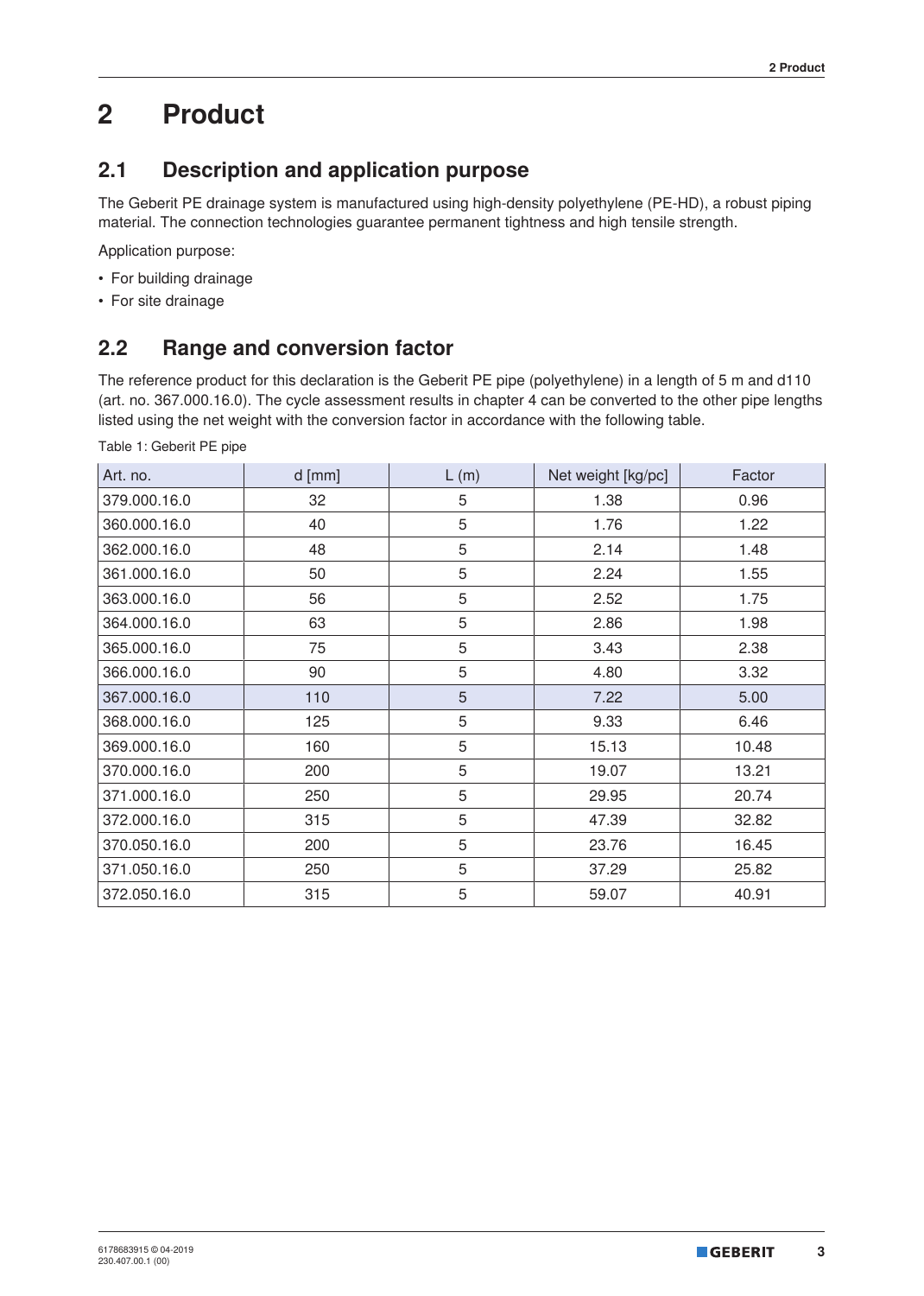# 2 Product

## 2.1 Description and application purpose

The Geberit PE drainage system is manufactured using high-density polyethylene (PE-HD), a robust piping material. The connection technologies guarantee permanent tightness and high tensile strength.

Application purpose:

- For building drainage
- For site drainage

## 2.2 Range and conversion factor

The reference product for this declaration is the Geberit PE pipe (polyethylene) in a length of 5 m and d110 (art. no. 367.000.16.0). The cycle assessment results in chapter 4 can be converted to the other pipe lengths listed using the net weight with the conversion factor in accordance with the following table.

Table 1: Geberit PE pipe

| Art. no. | d [mm] | L (m) | Net weight [kg/pc] | Factor |
|---|---|---|---|---|
| 379.000.16.0 | 32 | 5 | 1.38 | 0.96 |
| 360.000.16.0 | 40 | 5 | 1.76 | 1.22 |
| 362.000.16.0 | 48 | 5 | 2.14 | 1.48 |
| 361.000.16.0 | 50 | 5 | 2.24 | 1.55 |
| 363.000.16.0 | 56 | 5 | 2.52 | 1.75 |
| 364.000.16.0 | 63 | 5 | 2.86 | 1.98 |
| 365.000.16.0 | 75 | 5 | 3.43 | 2.38 |
| 366.000.16.0 | 90 | 5 | 4.80 | 3.32 |
| 367.000.16.0 | 110 | 5 | 7.22 | 5.00 |
| 368.000.16.0 | 125 | 5 | 9.33 | 6.46 |
| 369.000.16.0 | 160 | 5 | 15.13 | 10.48 |
| 370.000.16.0 | 200 | 5 | 19.07 | 13.21 |
| 371.000.16.0 | 250 | 5 | 29.95 | 20.74 |
| 372.000.16.0 | 315 | 5 | 47.39 | 32.82 |
| 370.050.16.0 | 200 | 5 | 23.76 | 16.45 |
| 371.050.16.0 | 250 | 5 | 37.29 | 25.82 |
| 372.050.16.0 | 315 | 5 | 59.07 | 40.91 |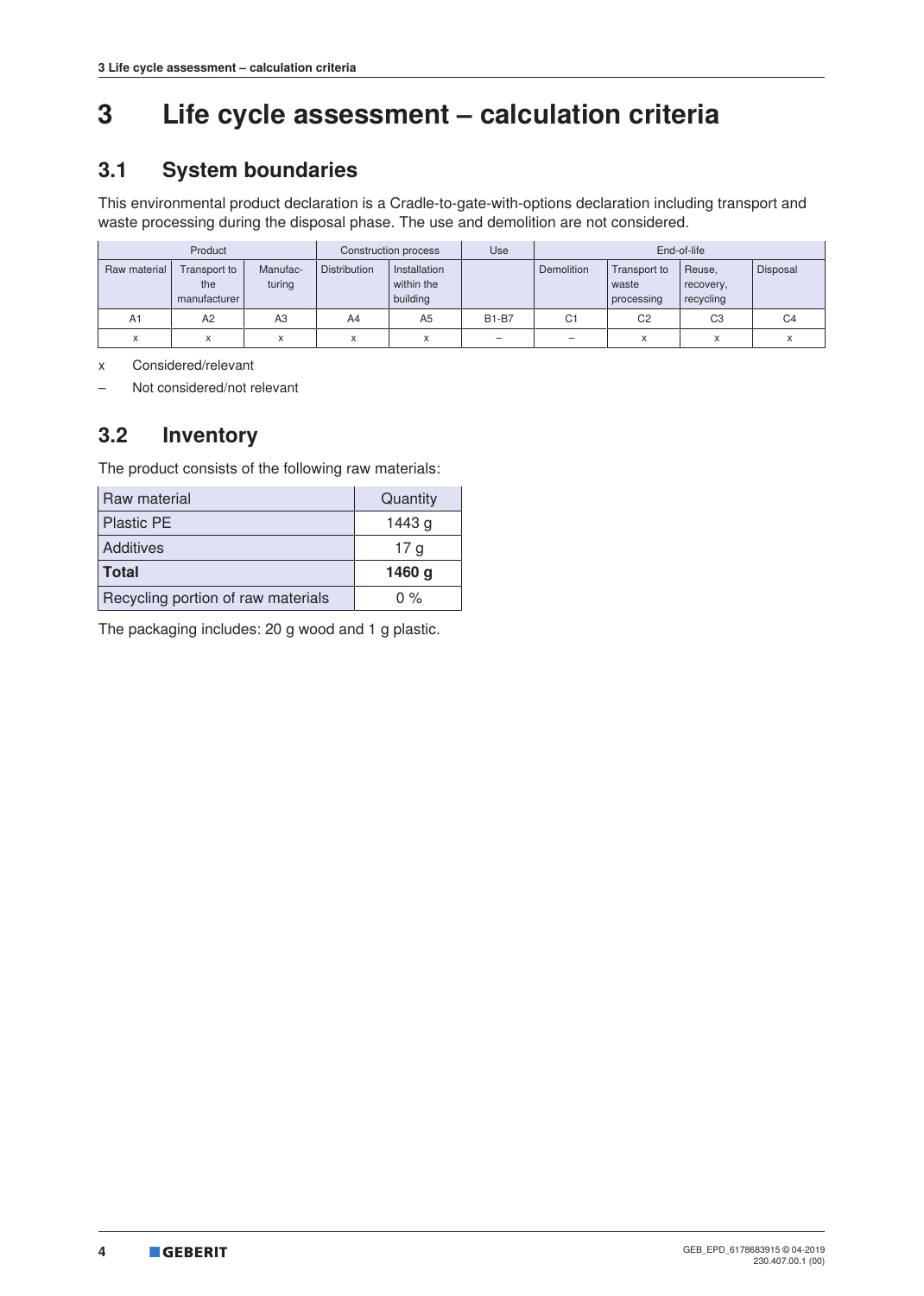# 3 Life cycle assessment – calculation criteria

## 3.1 System boundaries

This environmental product declaration is a Cradle-to-gate-with-options declaration including transport and waste processing during the disposal phase. The use and demolition are not considered.

| Product | | | Construction process | | Use | End-of-life | | | |
|---|---|---|---|---|---|---|---|---|---|
| Raw material | Transport to the manufacturer | Manufac-turing | Distribution | Installation within the building | | Demolition | Transport to waste processing | Reuse, recovery, recycling | Disposal |
| A1 | A2 | A3 | A4 | A5 | B1-B7 | C1 | C2 | C3 | C4 |
| x | x | x | x | x | – | – | x | x | x |

x Considered/relevant

– Not considered/not relevant

## 3.2 Inventory

The product consists of the following raw materials:

| Raw material | Quantity |
|---|---|
| Plastic PE | 1443 g |
| Additives | 17 g |
| **Total** | **1460 g** |
| Recycling portion of raw materials | 0 % |

The packaging includes: 20 g wood and 1 g plastic.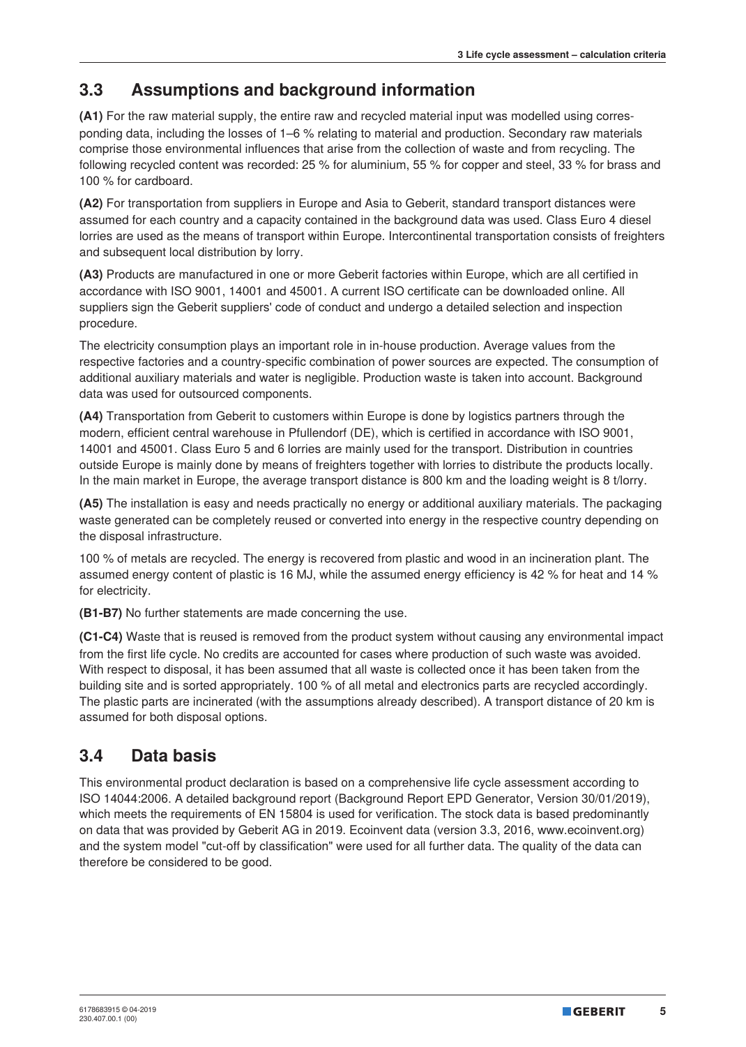## 3.3 Assumptions and background information

**(A1)** For the raw material supply, the entire raw and recycled material input was modelled using corresponding data, including the losses of 1–6 % relating to material and production. Secondary raw materials comprise those environmental influences that arise from the collection of waste and from recycling. The following recycled content was recorded: 25 % for aluminium, 55 % for copper and steel, 33 % for brass and 100 % for cardboard.

**(A2)** For transportation from suppliers in Europe and Asia to Geberit, standard transport distances were assumed for each country and a capacity contained in the background data was used. Class Euro 4 diesel lorries are used as the means of transport within Europe. Intercontinental transportation consists of freighters and subsequent local distribution by lorry.

**(A3)** Products are manufactured in one or more Geberit factories within Europe, which are all certified in accordance with ISO 9001, 14001 and 45001. A current ISO certificate can be downloaded online. All suppliers sign the Geberit suppliers' code of conduct and undergo a detailed selection and inspection procedure.

The electricity consumption plays an important role in in-house production. Average values from the respective factories and a country-specific combination of power sources are expected. The consumption of additional auxiliary materials and water is negligible. Production waste is taken into account. Background data was used for outsourced components.

**(A4)** Transportation from Geberit to customers within Europe is done by logistics partners through the modern, efficient central warehouse in Pfullendorf (DE), which is certified in accordance with ISO 9001, 14001 and 45001. Class Euro 5 and 6 lorries are mainly used for the transport. Distribution in countries outside Europe is mainly done by means of freighters together with lorries to distribute the products locally. In the main market in Europe, the average transport distance is 800 km and the loading weight is 8 t/lorry.

**(A5)** The installation is easy and needs practically no energy or additional auxiliary materials. The packaging waste generated can be completely reused or converted into energy in the respective country depending on the disposal infrastructure.

100 % of metals are recycled. The energy is recovered from plastic and wood in an incineration plant. The assumed energy content of plastic is 16 MJ, while the assumed energy efficiency is 42 % for heat and 14 % for electricity.

**(B1-B7)** No further statements are made concerning the use.

**(C1-C4)** Waste that is reused is removed from the product system without causing any environmental impact from the first life cycle. No credits are accounted for cases where production of such waste was avoided. With respect to disposal, it has been assumed that all waste is collected once it has been taken from the building site and is sorted appropriately. 100 % of all metal and electronics parts are recycled accordingly. The plastic parts are incinerated (with the assumptions already described). A transport distance of 20 km is assumed for both disposal options.

## 3.4 Data basis

This environmental product declaration is based on a comprehensive life cycle assessment according to ISO 14044:2006. A detailed background report (Background Report EPD Generator, Version 30/01/2019), which meets the requirements of EN 15804 is used for verification. The stock data is based predominantly on data that was provided by Geberit AG in 2019. Ecoinvent data (version 3.3, 2016, www.ecoinvent.org) and the system model "cut-off by classification" were used for all further data. The quality of the data can therefore be considered to be good.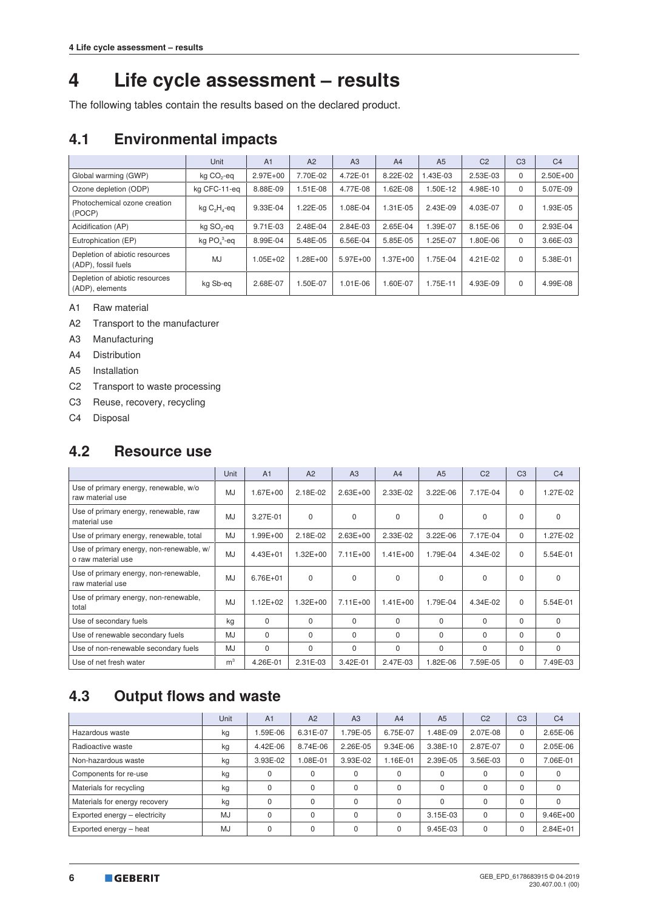# 4 Life cycle assessment – results

The following tables contain the results based on the declared product.

## 4.1 Environmental impacts

| | Unit | A1 | A2 | A3 | A4 | A5 | C2 | C3 | C4 |
|---|---|---|---|---|---|---|---|---|---|
| Global warming (GWP) | kg $CO_2$-eq | 2.97E+00 | 7.70E-02 | 4.72E-01 | 8.22E-02 | 1.43E-03 | 2.53E-03 | 0 | 2.50E+00 |
| Ozone depletion (ODP) | kg CFC-11-eq | 8.88E-09 | 1.51E-08 | 4.77E-08 | 1.62E-08 | 1.50E-12 | 4.98E-10 | 0 | 5.07E-09 |
| Photochemical ozone creation (POCP) | kg $C_2H_4$-eq | 9.33E-04 | 1.22E-05 | 1.08E-04 | 1.31E-05 | 2.43E-09 | 4.03E-07 | 0 | 1.93E-05 |
| Acidification (AP) | kg $SO_2$-eq | 9.71E-03 | 2.48E-04 | 2.84E-03 | 2.65E-04 | 1.39E-07 | 8.15E-06 | 0 | 2.93E-04 |
| Eutrophication (EP) | kg $PO_4^{3-}$-eq | 8.99E-04 | 5.48E-05 | 6.56E-04 | 5.85E-05 | 1.25E-07 | 1.80E-06 | 0 | 3.66E-03 |
| Depletion of abiotic resources (ADP), fossil fuels | MJ | 1.05E+02 | 1.28E+00 | 5.97E+00 | 1.37E+00 | 1.75E-04 | 4.21E-02 | 0 | 5.38E-01 |
| Depletion of abiotic resources (ADP), elements | kg Sb-eq | 2.68E-07 | 1.50E-07 | 1.01E-06 | 1.60E-07 | 1.75E-11 | 4.93E-09 | 0 | 4.99E-08 |

A1 Raw material

A2 Transport to the manufacturer

A3 Manufacturing

A4 Distribution

A5 Installation

C2 Transport to waste processing

C3 Reuse, recovery, recycling

C4 Disposal

## 4.2 Resource use

| | Unit | A1 | A2 | A3 | A4 | A5 | C2 | C3 | C4 |
|---|---|---|---|---|---|---|---|---|---|
| Use of primary energy, renewable, w/o raw material use | MJ | 1.67E+00 | 2.18E-02 | 2.63E+00 | 2.33E-02 | 3.22E-06 | 7.17E-04 | 0 | 1.27E-02 |
| Use of primary energy, renewable, raw material use | MJ | 3.27E-01 | 0 | 0 | 0 | 0 | 0 | 0 | 0 |
| Use of primary energy, renewable, total | MJ | 1.99E+00 | 2.18E-02 | 2.63E+00 | 2.33E-02 | 3.22E-06 | 7.17E-04 | 0 | 1.27E-02 |
| Use of primary energy, non-renewable, w/o raw material use | MJ | 4.43E+01 | 1.32E+00 | 7.11E+00 | 1.41E+00 | 1.79E-04 | 4.34E-02 | 0 | 5.54E-01 |
| Use of primary energy, non-renewable, raw material use | MJ | 6.76E+01 | 0 | 0 | 0 | 0 | 0 | 0 | 0 |
| Use of primary energy, non-renewable, total | MJ | 1.12E+02 | 1.32E+00 | 7.11E+00 | 1.41E+00 | 1.79E-04 | 4.34E-02 | 0 | 5.54E-01 |
| Use of secondary fuels | kg | 0 | 0 | 0 | 0 | 0 | 0 | 0 | 0 |
| Use of renewable secondary fuels | MJ | 0 | 0 | 0 | 0 | 0 | 0 | 0 | 0 |
| Use of non-renewable secondary fuels | MJ | 0 | 0 | 0 | 0 | 0 | 0 | 0 | 0 |
| Use of net fresh water | $m^3$ | 4.26E-01 | 2.31E-03 | 3.42E-01 | 2.47E-03 | 1.82E-06 | 7.59E-05 | 0 | 7.49E-03 |

## 4.3 Output flows and waste

| | Unit | A1 | A2 | A3 | A4 | A5 | C2 | C3 | C4 |
|---|---|---|---|---|---|---|---|---|---|
| Hazardous waste | kg | 1.59E-06 | 6.31E-07 | 1.79E-05 | 6.75E-07 | 1.48E-09 | 2.07E-08 | 0 | 2.65E-06 |
| Radioactive waste | kg | 4.42E-06 | 8.74E-06 | 2.26E-05 | 9.34E-06 | 3.38E-10 | 2.87E-07 | 0 | 2.05E-06 |
| Non-hazardous waste | kg | 3.93E-02 | 1.08E-01 | 3.93E-02 | 1.16E-01 | 2.39E-05 | 3.56E-03 | 0 | 7.06E-01 |
| Components for re-use | kg | 0 | 0 | 0 | 0 | 0 | 0 | 0 | 0 |
| Materials for recycling | kg | 0 | 0 | 0 | 0 | 0 | 0 | 0 | 0 |
| Materials for energy recovery | kg | 0 | 0 | 0 | 0 | 0 | 0 | 0 | 0 |
| Exported energy – electricity | MJ | 0 | 0 | 0 | 0 | 3.15E-03 | 0 | 0 | 9.46E+00 |
| Exported energy – heat | MJ | 0 | 0 | 0 | 0 | 9.45E-03 | 0 | 0 | 2.84E+01 |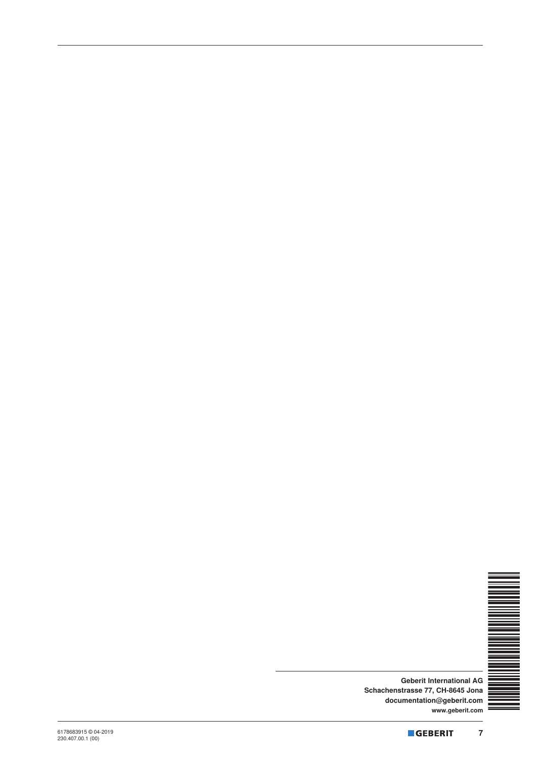**Geberit International AG**
**Schachenstrasse 77, CH-8645 Jona**
**documentation@geberit.com**
**www.geberit.com**

6178683915 © 04-2019
230.407.00.1 (00)